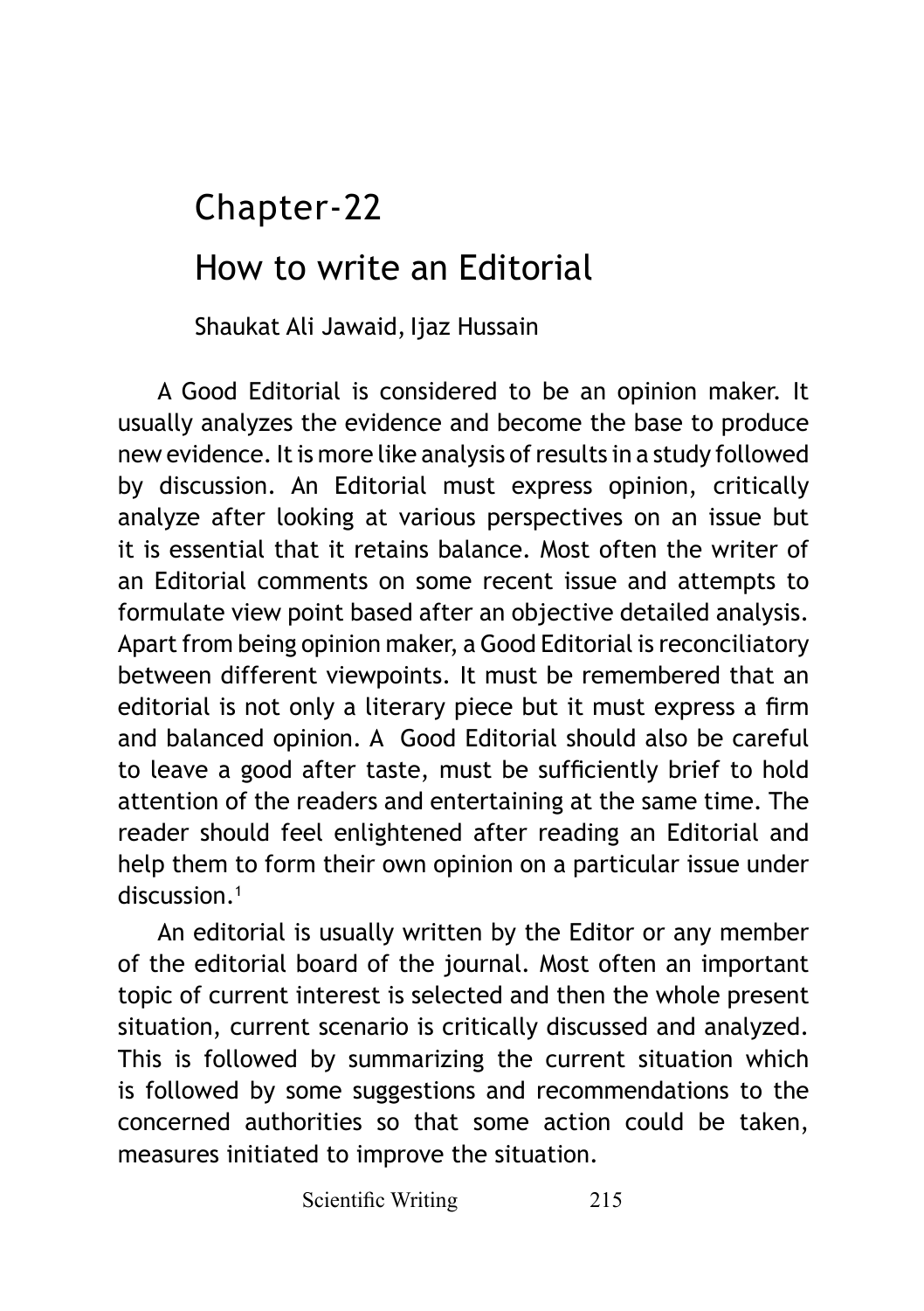# Chapter-22

# How to write an Editorial

Shaukat Ali Jawaid, Ijaz Hussain

A Good Editorial is considered to be an opinion maker. It usually analyzes the evidence and become the base to produce new evidence. It is more like analysis of results in a study followed by discussion. An Editorial must express opinion, critically analyze after looking at various perspectives on an issue but it is essential that it retains balance. Most often the writer of an Editorial comments on some recent issue and attempts to formulate view point based after an objective detailed analysis. Apart from being opinion maker, a Good Editorial is reconciliatory between different viewpoints. It must be remembered that an editorial is not only a literary piece but it must express a firm and balanced opinion. A Good Editorial should also be careful to leave a good after taste, must be sufficiently brief to hold attention of the readers and entertaining at the same time. The reader should feel enlightened after reading an Editorial and help them to form their own opinion on a particular issue under discussion.[1]

An editorial is usually written by the Editor or any member of the editorial board of the journal. Most often an important topic of current interest is selected and then the whole present situation, current scenario is critically discussed and analyzed. This is followed by summarizing the current situation which is followed by some suggestions and recommendations to the concerned authorities so that some action could be taken, measures initiated to improve the situation.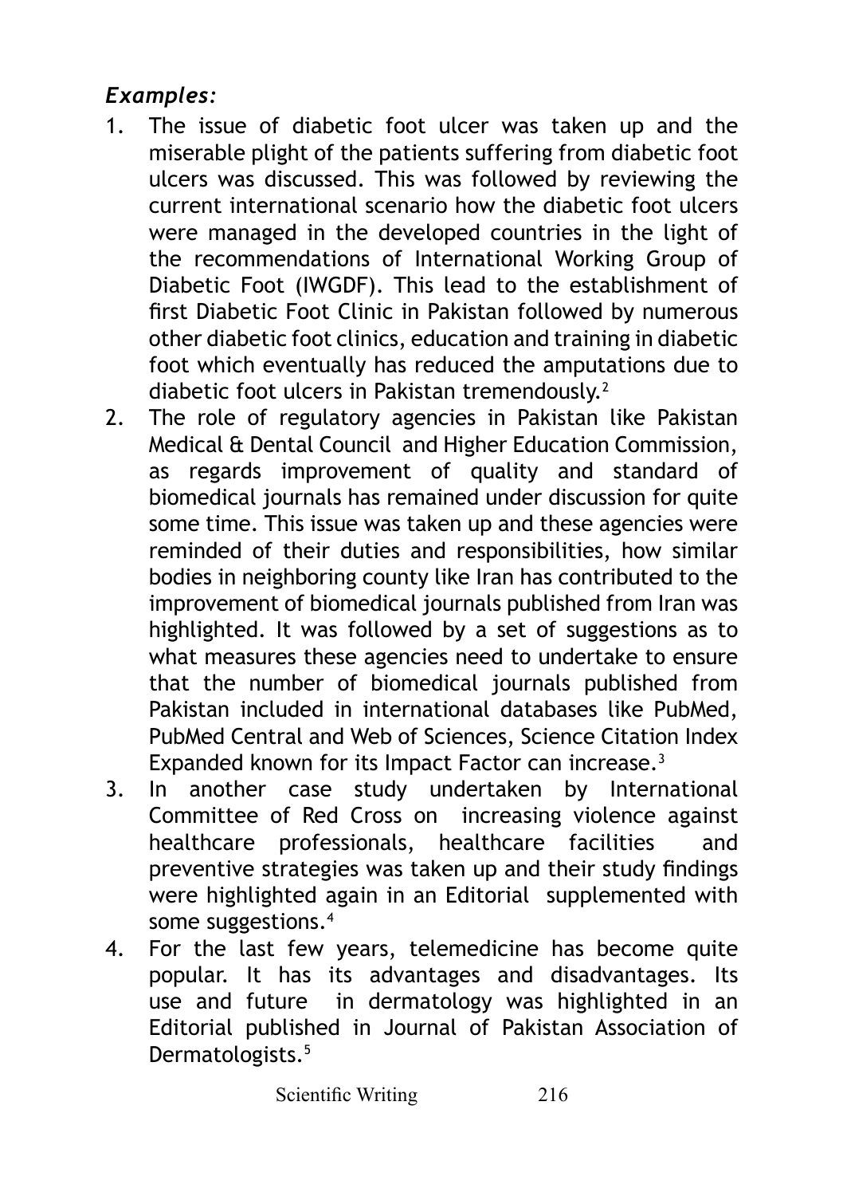***Examples:***

1. The issue of diabetic foot ulcer was taken up and the miserable plight of the patients suffering from diabetic foot ulcers was discussed. This was followed by reviewing the current international scenario how the diabetic foot ulcers were managed in the developed countries in the light of the recommendations of International Working Group of Diabetic Foot (IWGDF). This lead to the establishment of first Diabetic Foot Clinic in Pakistan followed by numerous other diabetic foot clinics, education and training in diabetic foot which eventually has reduced the amputations due to diabetic foot ulcers in Pakistan tremendously.[2]
2. The role of regulatory agencies in Pakistan like Pakistan Medical & Dental Council and Higher Education Commission, as regards improvement of quality and standard of biomedical journals has remained under discussion for quite some time. This issue was taken up and these agencies were reminded of their duties and responsibilities, how similar bodies in neighboring county like Iran has contributed to the improvement of biomedical journals published from Iran was highlighted. It was followed by a set of suggestions as to what measures these agencies need to undertake to ensure that the number of biomedical journals published from Pakistan included in international databases like PubMed, PubMed Central and Web of Sciences, Science Citation Index Expanded known for its Impact Factor can increase.[3]
3. In another case study undertaken by International Committee of Red Cross on increasing violence against healthcare professionals, healthcare facilities and preventive strategies was taken up and their study findings were highlighted again in an Editorial supplemented with some suggestions.[4]
4. For the last few years, telemedicine has become quite popular. It has its advantages and disadvantages. Its use and future in dermatology was highlighted in an Editorial published in Journal of Pakistan Association of Dermatologists.[5]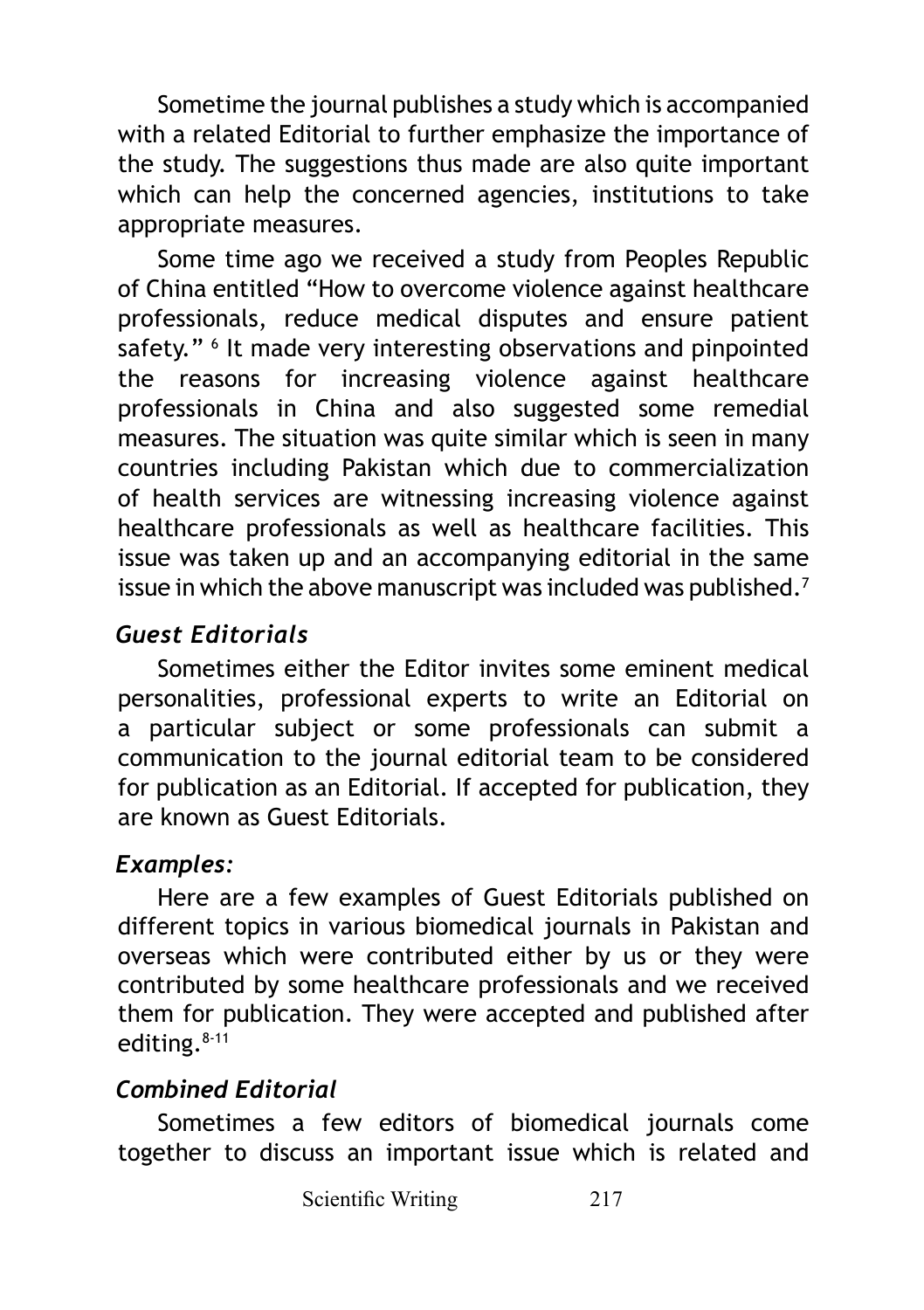Sometime the journal publishes a study which is accompanied with a related Editorial to further emphasize the importance of the study. The suggestions thus made are also quite important which can help the concerned agencies, institutions to take appropriate measures.

Some time ago we received a study from Peoples Republic of China entitled "How to overcome violence against healthcare professionals, reduce medical disputes and ensure patient safety." [6] It made very interesting observations and pinpointed the reasons for increasing violence against healthcare professionals in China and also suggested some remedial measures. The situation was quite similar which is seen in many countries including Pakistan which due to commercialization of health services are witnessing increasing violence against healthcare professionals as well as healthcare facilities. This issue was taken up and an accompanying editorial in the same issue in which the above manuscript was included was published.[7]

### *Guest Editorials*

Sometimes either the Editor invites some eminent medical personalities, professional experts to write an Editorial on a particular subject or some professionals can submit a communication to the journal editorial team to be considered for publication as an Editorial. If accepted for publication, they are known as Guest Editorials.

### *Examples:*

Here are a few examples of Guest Editorials published on different topics in various biomedical journals in Pakistan and overseas which were contributed either by us or they were contributed by some healthcare professionals and we received them for publication. They were accepted and published after editing.[8-11]

### *Combined Editorial*

Sometimes a few editors of biomedical journals come together to discuss an important issue which is related and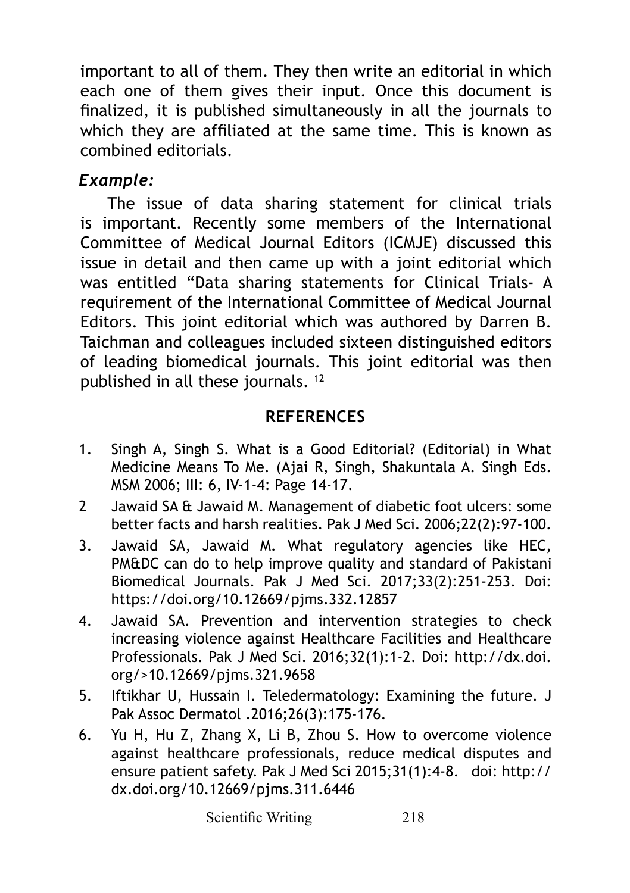important to all of them. They then write an editorial in which each one of them gives their input. Once this document is finalized, it is published simultaneously in all the journals to which they are affiliated at the same time. This is known as combined editorials.

***Example:***

The issue of data sharing statement for clinical trials is important. Recently some members of the International Committee of Medical Journal Editors (ICMJE) discussed this issue in detail and then came up with a joint editorial which was entitled "Data sharing statements for Clinical Trials- A requirement of the International Committee of Medical Journal Editors. This joint editorial which was authored by Darren B. Taichman and colleagues included sixteen distinguished editors of leading biomedical journals. This joint editorial was then published in all these journals. [12]

## REFERENCES

1. Singh A, Singh S. What is a Good Editorial? (Editorial) in What Medicine Means To Me. (Ajai R, Singh, Shakuntala A. Singh Eds. MSM 2006; III: 6, IV-1-4: Page 14-17.
2 Jawaid SA & Jawaid M. Management of diabetic foot ulcers: some better facts and harsh realities. Pak J Med Sci. 2006;22(2):97-100.
3. Jawaid SA, Jawaid M. What regulatory agencies like HEC, PM&DC can do to help improve quality and standard of Pakistani Biomedical Journals. Pak J Med Sci. 2017;33(2):251-253. Doi: https://doi.org/10.12669/pjms.332.12857
4. Jawaid SA. Prevention and intervention strategies to check increasing violence against Healthcare Facilities and Healthcare Professionals. Pak J Med Sci. 2016;32(1):1-2. Doi: http://dx.doi.org/>10.12669/pjms.321.9658
5. Iftikhar U, Hussain I. Teledermatology: Examining the future. J Pak Assoc Dermatol .2016;26(3):175-176.
6. Yu H, Hu Z, Zhang X, Li B, Zhou S. How to overcome violence against healthcare professionals, reduce medical disputes and ensure patient safety. Pak J Med Sci 2015;31(1):4-8. doi: http://dx.doi.org/10.12669/pjms.311.6446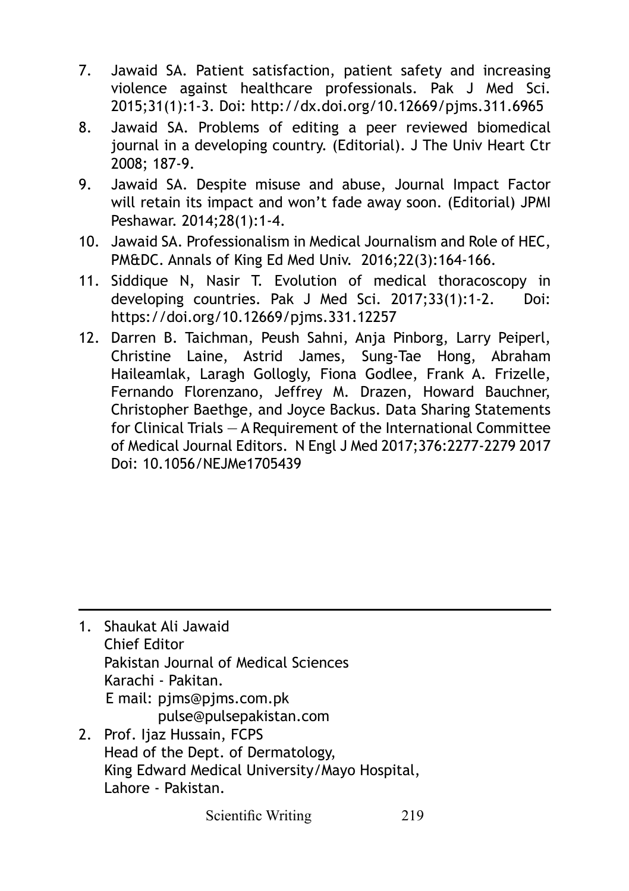7. Jawaid SA. Patient satisfaction, patient safety and increasing violence against healthcare professionals. Pak J Med Sci. 2015;31(1):1-3. Doi: http://dx.doi.org/10.12669/pjms.311.6965
8. Jawaid SA. Problems of editing a peer reviewed biomedical journal in a developing country. (Editorial). J The Univ Heart Ctr 2008; 187-9.
9. Jawaid SA. Despite misuse and abuse, Journal Impact Factor will retain its impact and won't fade away soon. (Editorial) JPMI Peshawar. 2014;28(1):1-4.
10. Jawaid SA. Professionalism in Medical Journalism and Role of HEC, PM&DC. Annals of King Ed Med Univ. 2016;22(3):164-166.
11. Siddique N, Nasir T. Evolution of medical thoracoscopy in developing countries. Pak J Med Sci. 2017;33(1):1-2. Doi: https://doi.org/10.12669/pjms.331.12257
12. Darren B. Taichman, Peush Sahni, Anja Pinborg, Larry Peiperl, Christine Laine, Astrid James, Sung-Tae Hong, Abraham Haileamlak, Laragh Gollogly, Fiona Godlee, Frank A. Frizelle, Fernando Florenzano, Jeffrey M. Drazen, Howard Bauchner, Christopher Baethge, and Joyce Backus. Data Sharing Statements for Clinical Trials — A Requirement of the International Committee of Medical Journal Editors. N Engl J Med 2017;376:2277-2279 2017 Doi: 10.1056/NEJMe1705439

---

1. Shaukat Ali Jawaid
   Chief Editor
   Pakistan Journal of Medical Sciences
   Karachi - Pakitan.
   E mail: pjms@pjms.com.pk
   pulse@pulsepakistan.com
2. Prof. Ijaz Hussain, FCPS
   Head of the Dept. of Dermatology,
   King Edward Medical University/Mayo Hospital,
   Lahore - Pakistan.